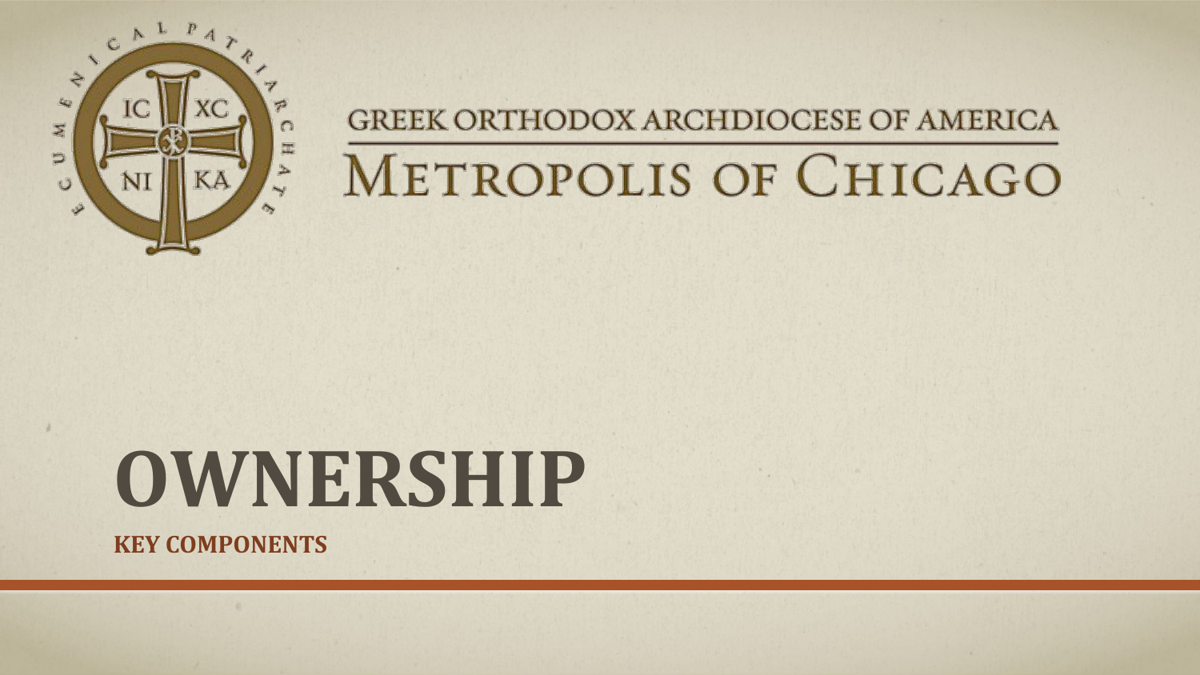GREEK ORTHODOX ARCHDIOCESE OF AMERICA

METROPOLIS OF CHICAGO

# OWNERSHIP

**KEY COMPONENTS**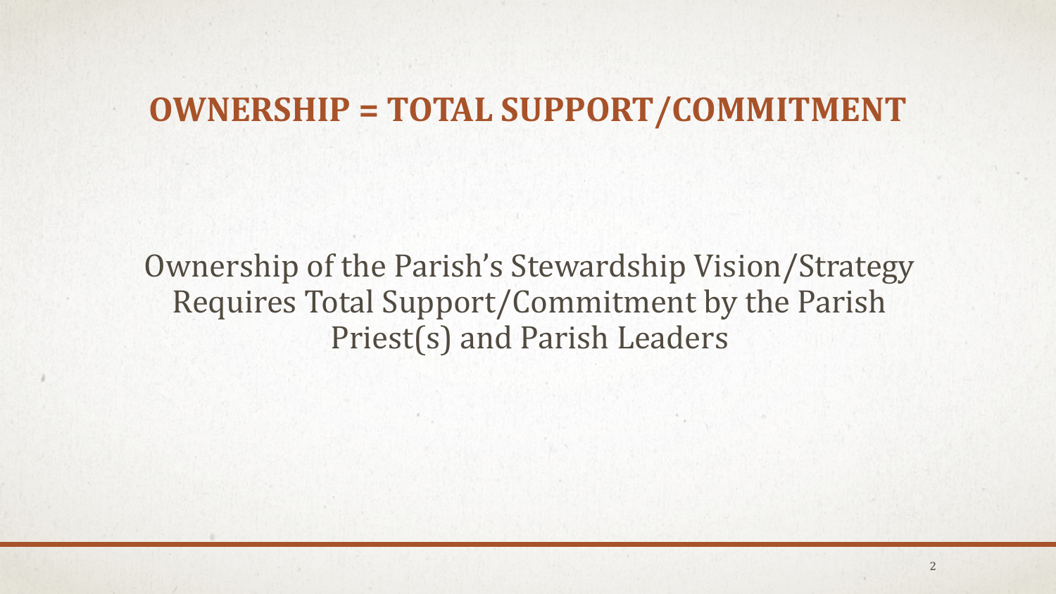# OWNERSHIP = TOTAL SUPPORT/COMMITMENT

Ownership of the Parish's Stewardship Vision/Strategy Requires Total Support/Commitment by the Parish Priest(s) and Parish Leaders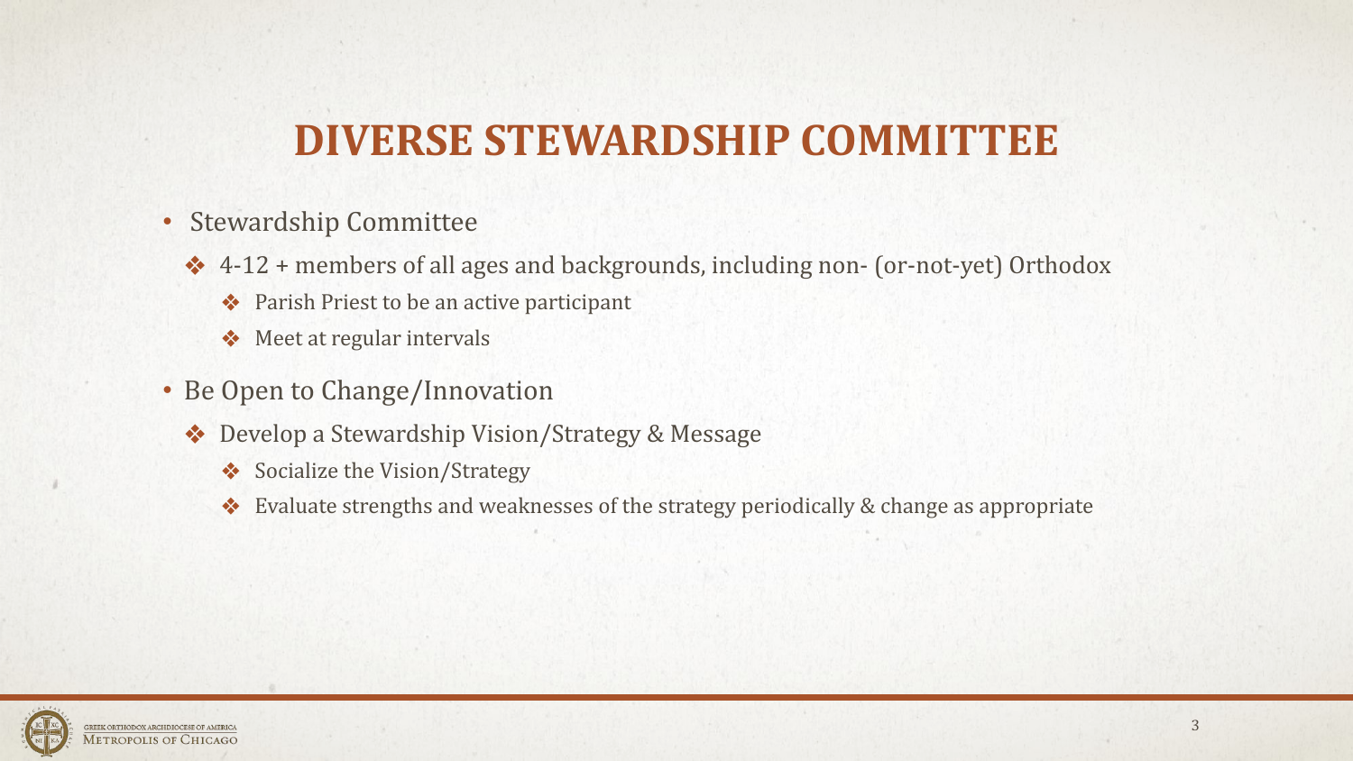# DIVERSE STEWARDSHIP COMMITTEE

- Stewardship Committee
  - 4-12 + members of all ages and backgrounds, including non- (or-not-yet) Orthodox
    - Parish Priest to be an active participant
    - Meet at regular intervals
- Be Open to Change/Innovation
  - Develop a Stewardship Vision/Strategy & Message
    - Socialize the Vision/Strategy
    - Evaluate strengths and weaknesses of the strategy periodically & change as appropriate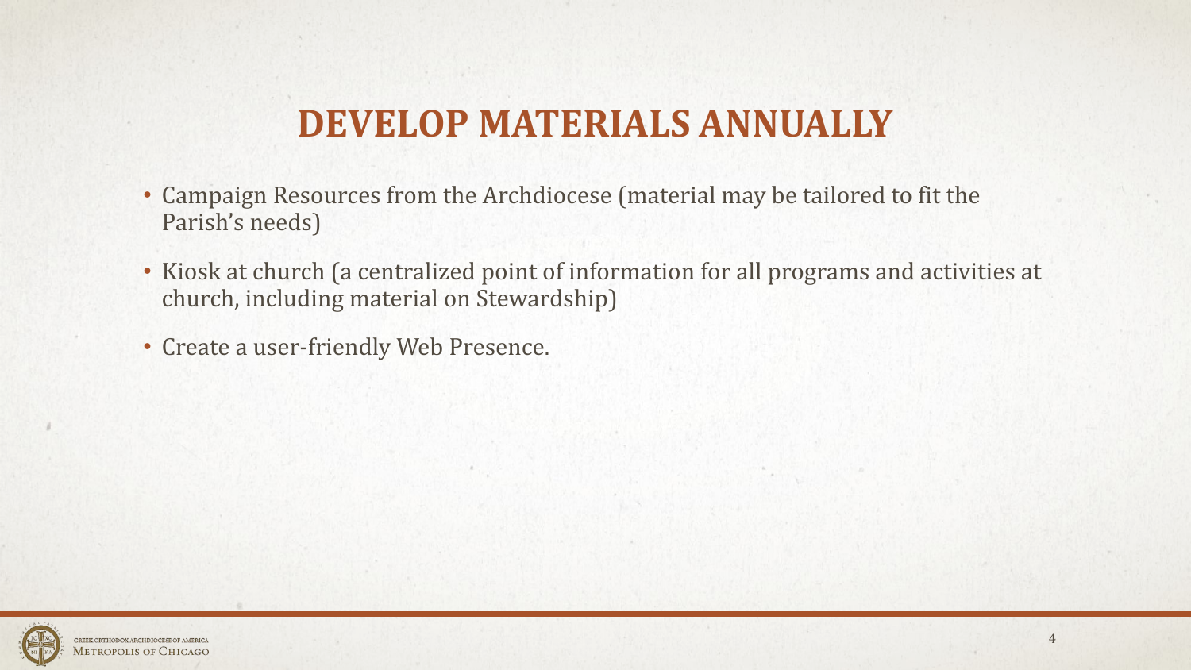# DEVELOP MATERIALS ANNUALLY

- Campaign Resources from the Archdiocese (material may be tailored to fit the Parish's needs)
- Kiosk at church (a centralized point of information for all programs and activities at church, including material on Stewardship)
- Create a user-friendly Web Presence.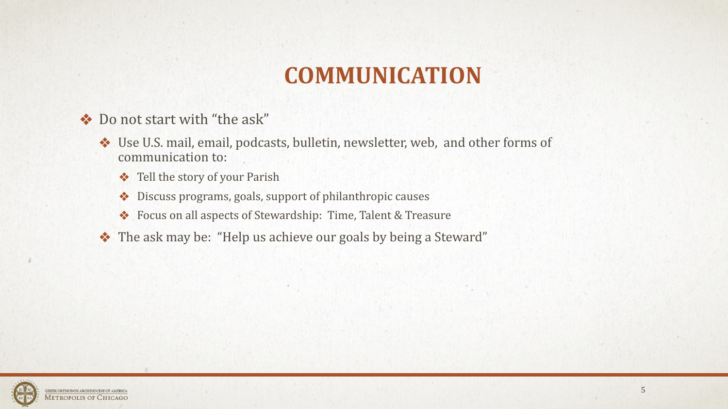# COMMUNICATION

- Do not start with "the ask"
  - Use U.S. mail, email, podcasts, bulletin, newsletter, web, and other forms of communication to:
    - Tell the story of your Parish
    - Discuss programs, goals, support of philanthropic causes
    - Focus on all aspects of Stewardship: Time, Talent & Treasure
  - The ask may be: "Help us achieve our goals by being a Steward"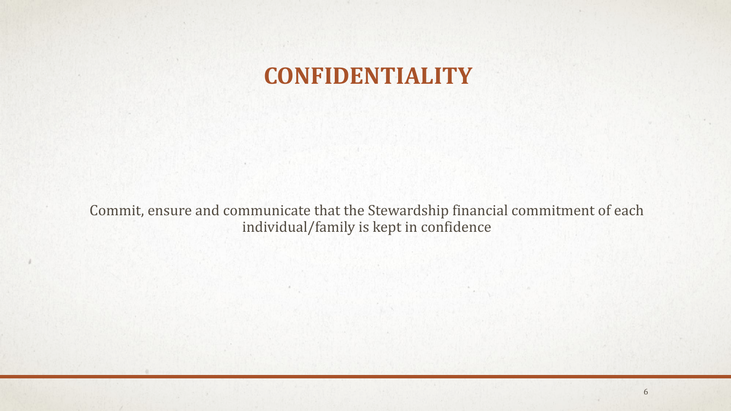# CONFIDENTIALITY

Commit, ensure and communicate that the Stewardship financial commitment of each individual/family is kept in confidence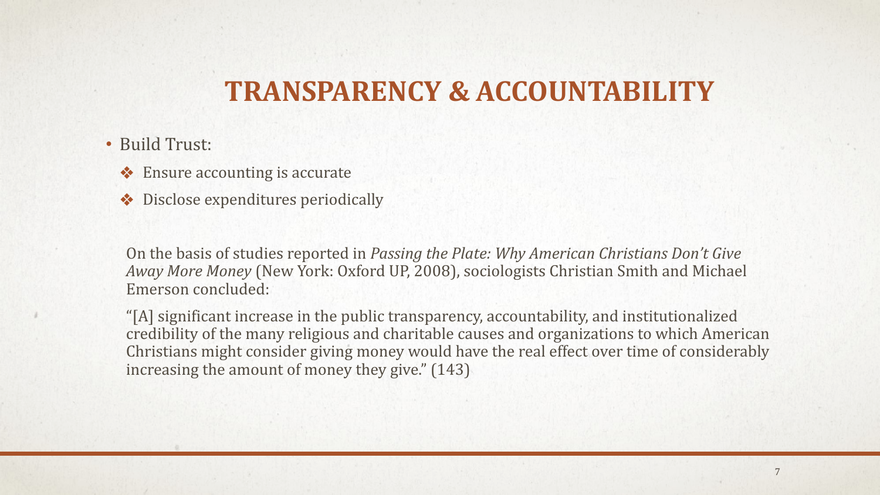# TRANSPARENCY & ACCOUNTABILITY

- Build Trust:
  - ❖ Ensure accounting is accurate
  - ❖ Disclose expenditures periodically

On the basis of studies reported in *Passing the Plate: Why American Christians Don't Give Away More Money* (New York: Oxford UP, 2008), sociologists Christian Smith and Michael Emerson concluded:

"[A] significant increase in the public transparency, accountability, and institutionalized credibility of the many religious and charitable causes and organizations to which American Christians might consider giving money would have the real effect over time of considerably increasing the amount of money they give." (143)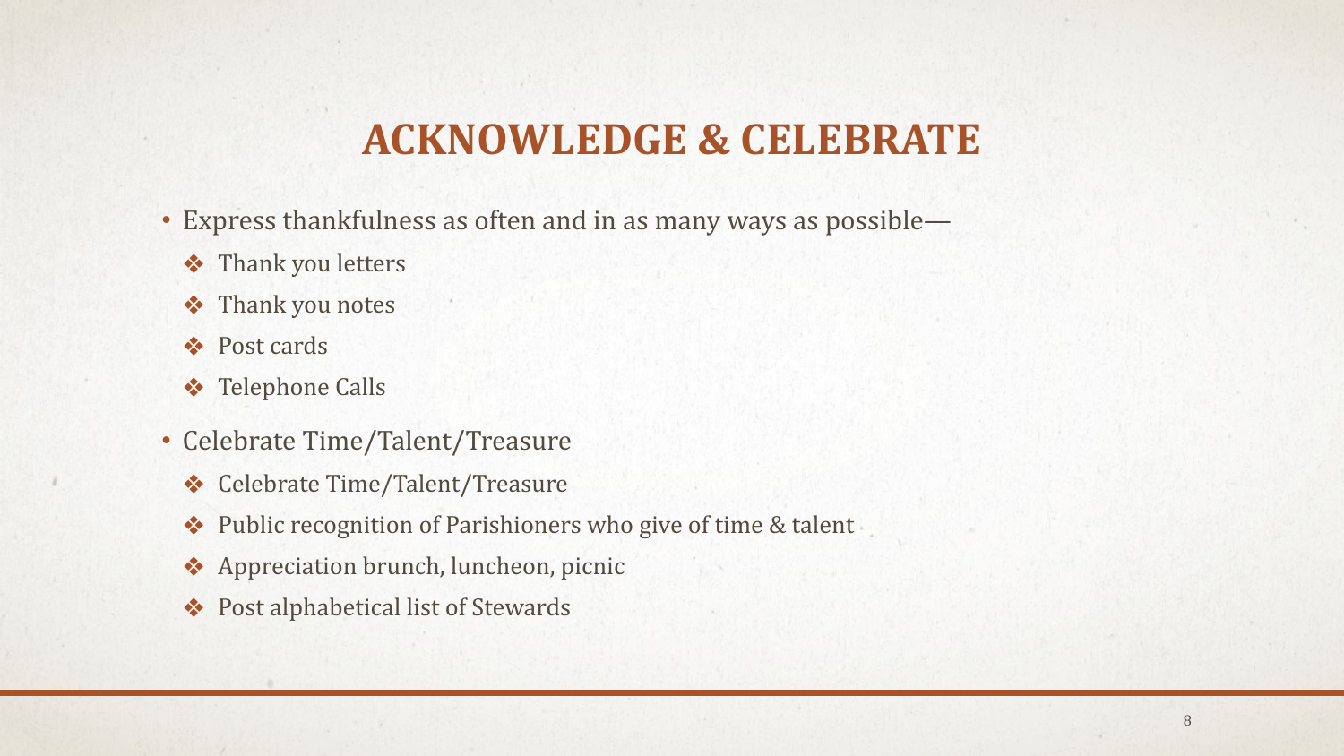# ACKNOWLEDGE & CELEBRATE

- Express thankfulness as often and in as many ways as possible—
  - Thank you letters
  - Thank you notes
  - Post cards
  - Telephone Calls
- Celebrate Time/Talent/Treasure
  - Celebrate Time/Talent/Treasure
  - Public recognition of Parishioners who give of time & talent
  - Appreciation brunch, luncheon, picnic
  - Post alphabetical list of Stewards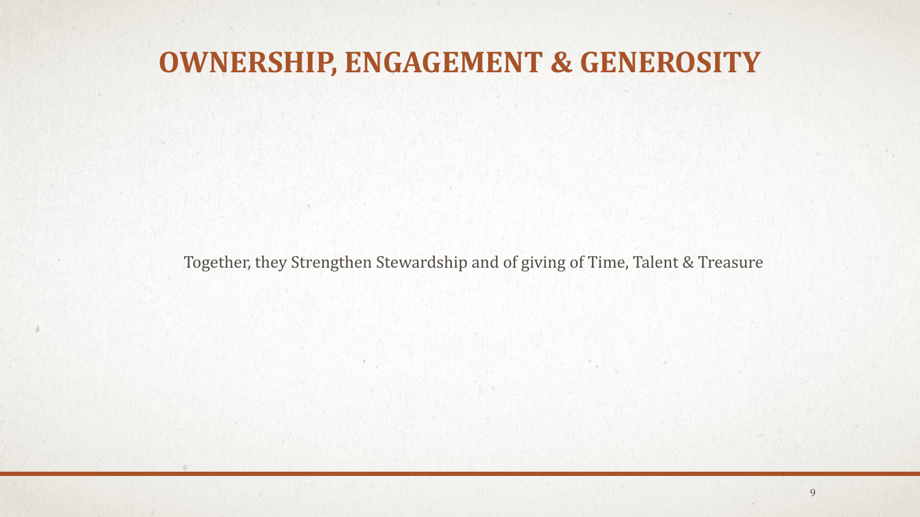# OWNERSHIP, ENGAGEMENT & GENEROSITY

Together, they Strengthen Stewardship and of giving of Time, Talent & Treasure